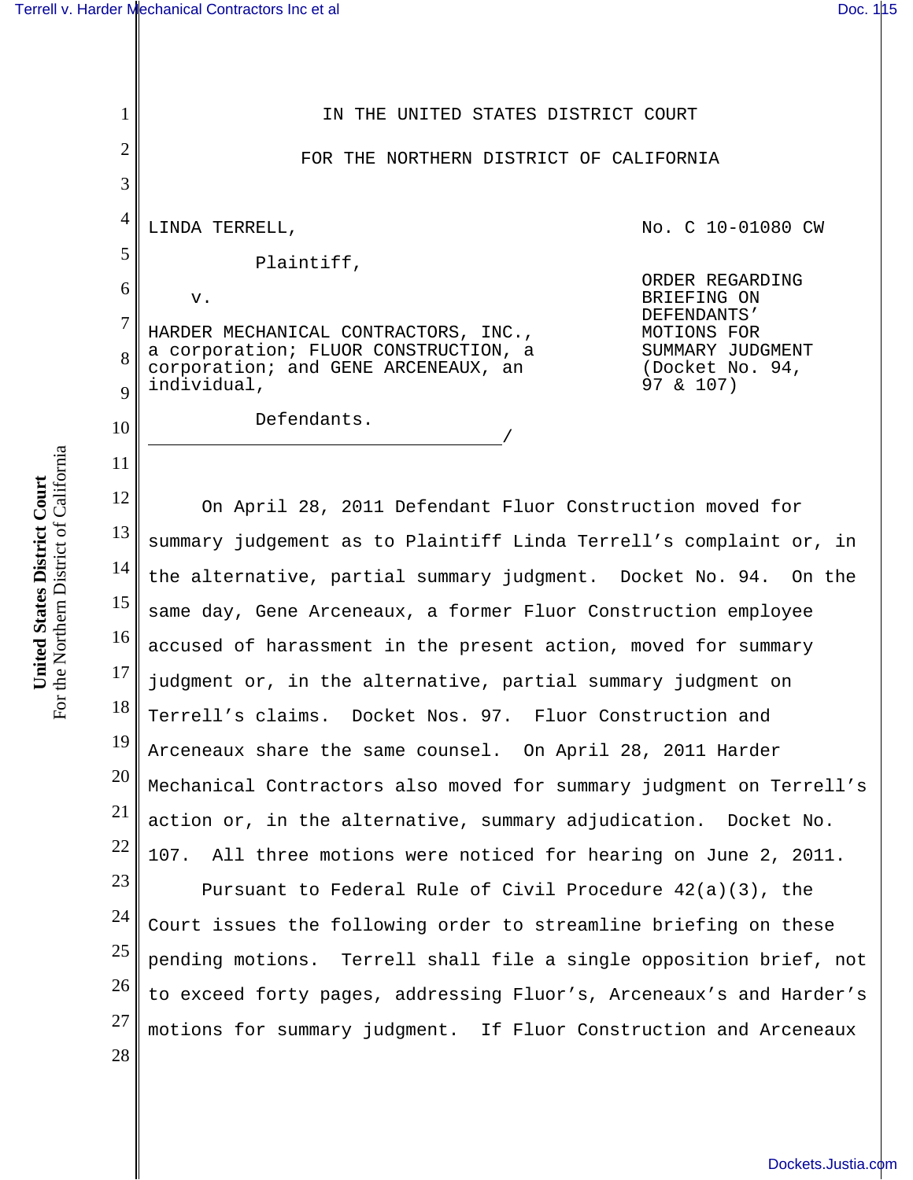IN THE UNITED STATES DISTRICT COURT

FOR THE NORTHERN DISTRICT OF CALIFORNIA

LINDA TERRELL,

Plaintiff,

v.

HARDER MECHANICAL CONTRACTORS, INC., a corporation; FLUOR CONSTRUCTION, a corporation; and GENE ARCENEAUX, an individual,

Defendants.
\_\_\_\_\_\_\_\_\_\_\_\_\_\_\_\_\_\_\_\_\_\_\_\_\_\_\_\_\_\_\_\_\_\_\_\_\_\_\_\_/

No. C 10-01080 CW

ORDER REGARDING BRIEFING ON DEFENDANTS' MOTIONS FOR SUMMARY JUDGMENT (Docket No. 94, 97 & 107)

On April 28, 2011 Defendant Fluor Construction moved for summary judgement as to Plaintiff Linda Terrell's complaint or, in the alternative, partial summary judgment. Docket No. 94. On the same day, Gene Arceneaux, a former Fluor Construction employee accused of harassment in the present action, moved for summary judgment or, in the alternative, partial summary judgment on Terrell's claims. Docket Nos. 97. Fluor Construction and Arceneaux share the same counsel. On April 28, 2011 Harder Mechanical Contractors also moved for summary judgment on Terrell's action or, in the alternative, summary adjudication. Docket No. 107. All three motions were noticed for hearing on June 2, 2011.

Pursuant to Federal Rule of Civil Procedure 42(a)(3), the Court issues the following order to streamline briefing on these pending motions. Terrell shall file a single opposition brief, not to exceed forty pages, addressing Fluor's, Arceneaux's and Harder's motions for summary judgment. If Fluor Construction and Arceneaux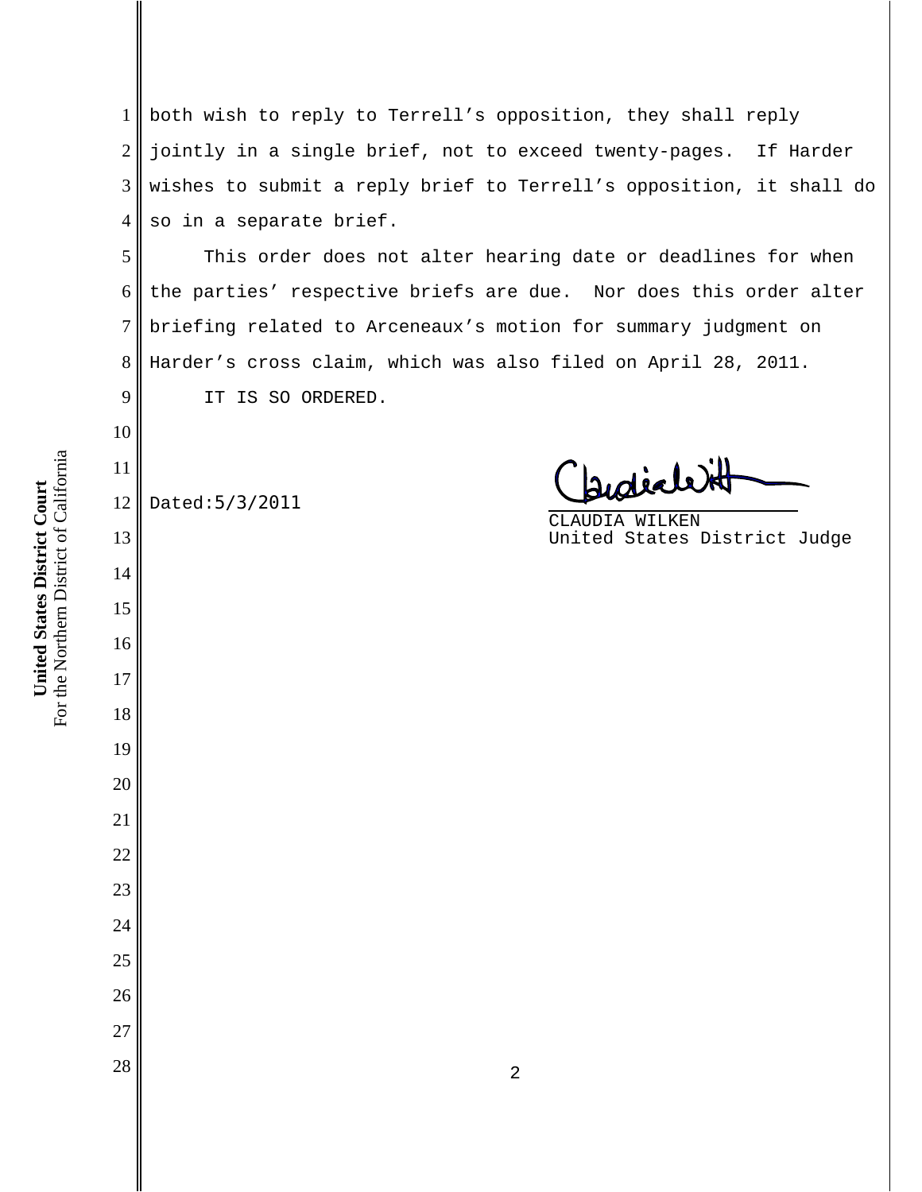both wish to reply to Terrell's opposition, they shall reply jointly in a single brief, not to exceed twenty-pages. If Harder wishes to submit a reply brief to Terrell's opposition, it shall do so in a separate brief.

This order does not alter hearing date or deadlines for when the parties' respective briefs are due. Nor does this order alter briefing related to Arceneaux's motion for summary judgment on Harder's cross claim, which was also filed on April 28, 2011.

IT IS SO ORDERED.

Dated:5/3/2011

CLAUDIA WILKEN
United States District Judge